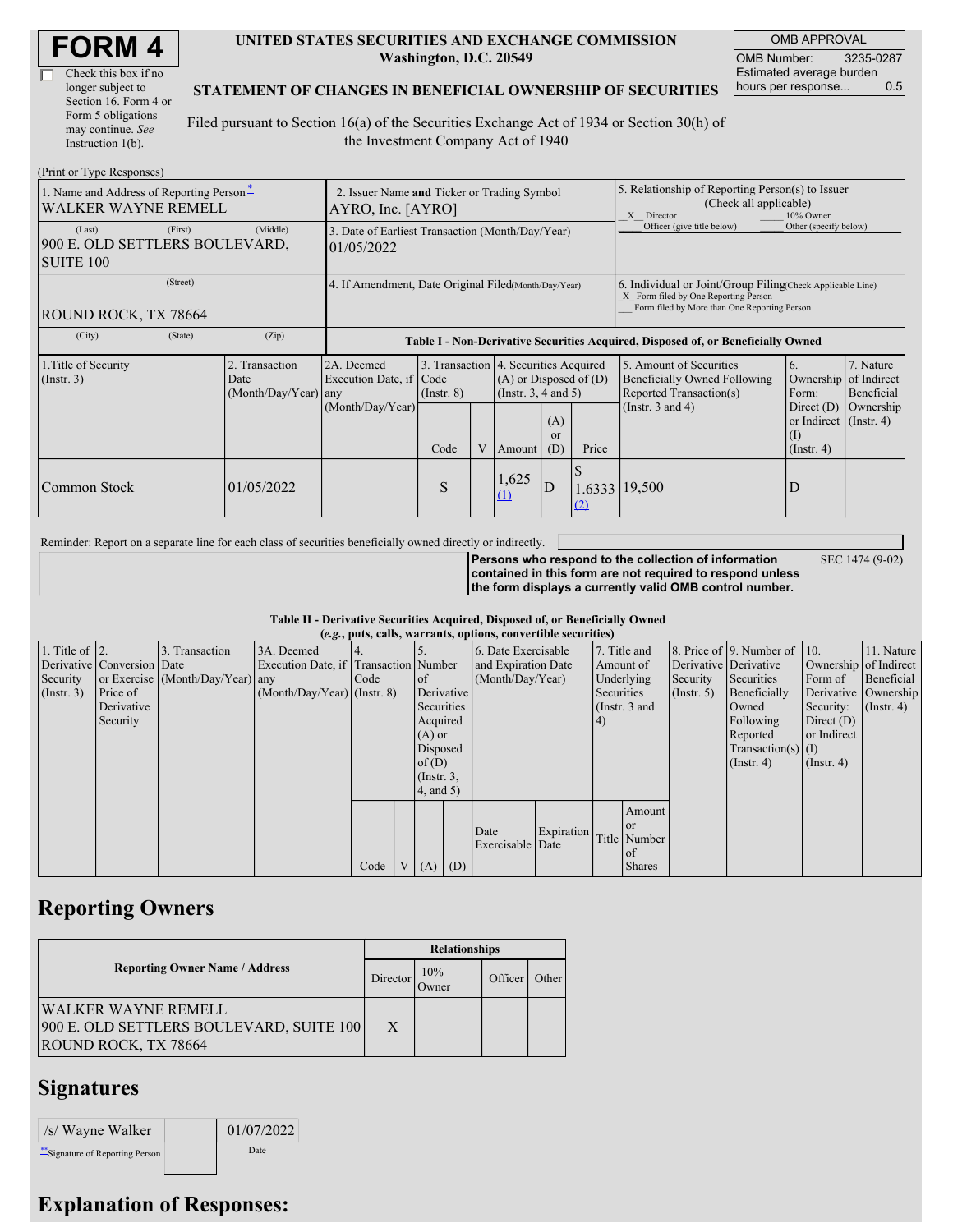# FORM 4

☐ Check this box if no longer subject to Section 16. Form 4 or Form 5 obligations may continue. *See* Instruction 1(b).

**UNITED STATES SECURITIES AND EXCHANGE COMMISSION**
**Washington, D.C. 20549**

**STATEMENT OF CHANGES IN BENEFICIAL OWNERSHIP OF SECURITIES**

Filed pursuant to Section 16(a) of the Securities Exchange Act of 1934 or Section 30(h) of the Investment Company Act of 1940

| OMB APPROVAL | |
|---|---|
| OMB Number: | 3235-0287 |
| Estimated average burden hours per response... | 0.5 |

(Print or Type Responses)

| | | |
|---|---|---|
| 1. Name and Address of Reporting Person* WALKER WAYNE REMELL (Last) (First) (Middle) 900 E. OLD SETTLERS BOULEVARD, SUITE 100 (Street) ROUND ROCK, TX 78664 (City) (State) (Zip) | 2. Issuer Name **and** Ticker or Trading Symbol AYRO, Inc. [AYRO] | 5. Relationship of Reporting Person(s) to Issuer (Check all applicable) _X_ Director ___ 10% Owner ___ Officer (give title below) ___ Other (specify below) |
| | 3. Date of Earliest Transaction (Month/Day/Year) 01/05/2022 | |
| | 4. If Amendment, Date Original Filed(Month/Day/Year) | 6. Individual or Joint/Group Filing(Check Applicable Line) _X_ Form filed by One Reporting Person ___ Form filed by More than One Reporting Person |

**Table I - Non-Derivative Securities Acquired, Disposed of, or Beneficially Owned**

| 1.Title of Security (Instr. 3) | 2. Transaction Date (Month/Day/Year) | 2A. Deemed Execution Date, if any (Month/Day/Year) | 3. Transaction Code (Instr. 8) | | 4. Securities Acquired (A) or Disposed of (D) (Instr. 3, 4 and 5) | | | 5. Amount of Securities Beneficially Owned Following Reported Transaction(s) (Instr. 3 and 4) | 6. Ownership Form: Direct (D) or Indirect (I) (Instr. 4) | 7. Nature of Indirect Beneficial Ownership (Instr. 4) |
|---|---|---|---|---|---|---|---|---|---|---|
| | | | Code | V | Amount | (A) or (D) | Price | | | |
| Common Stock | 01/05/2022 | | S | | 1,625 (1) | D | $ 1.6333 (2) | 19,500 | D | |

Reminder: Report on a separate line for each class of securities beneficially owned directly or indirectly.

**Persons who respond to the collection of information contained in this form are not required to respond unless the form displays a currently valid OMB control number.** SEC 1474 (9-02)

**Table II - Derivative Securities Acquired, Disposed of, or Beneficially Owned**
**(*e.g.*, puts, calls, warrants, options, convertible securities)**

| 1. Title of Derivative Security (Instr. 3) | 2. Conversion or Exercise Price of Derivative Security | 3. Transaction Date (Month/Day/Year) | 3A. Deemed Execution Date, if any (Month/Day/Year) | 4. Transaction Code (Instr. 8) | | 5. Number of Derivative Securities Acquired (A) or Disposed of (D) (Instr. 3, 4, and 5) | | 6. Date Exercisable and Expiration Date (Month/Day/Year) | | 7. Title and Amount of Underlying Securities (Instr. 3 and 4) | | 8. Price of Derivative Security (Instr. 5) | 9. Number of Derivative Securities Beneficially Owned Following Reported Transaction(s) (Instr. 4) | 10. Ownership Form of Derivative Security: Direct (D) or Indirect (I) (Instr. 4) | 11. Nature of Indirect Beneficial Ownership (Instr. 4) |
|---|---|---|---|---|---|---|---|---|---|---|---|---|---|---|---|
| | | | | Code | V | (A) | (D) | Date Exercisable | Expiration Date | Title | Amount or Number of Shares | | | | |

## Reporting Owners

| Reporting Owner Name / Address | Relationships | | | |
|---|---|---|---|---|
| | Director | 10% Owner | Officer | Other |
| WALKER WAYNE REMELL 900 E. OLD SETTLERS BOULEVARD, SUITE 100 ROUND ROCK, TX 78664 | X | | | |

## Signatures

| | |
|---|---|
| /s/ Wayne Walker | 01/07/2022 |
| **Signature of Reporting Person | Date |

## Explanation of Responses: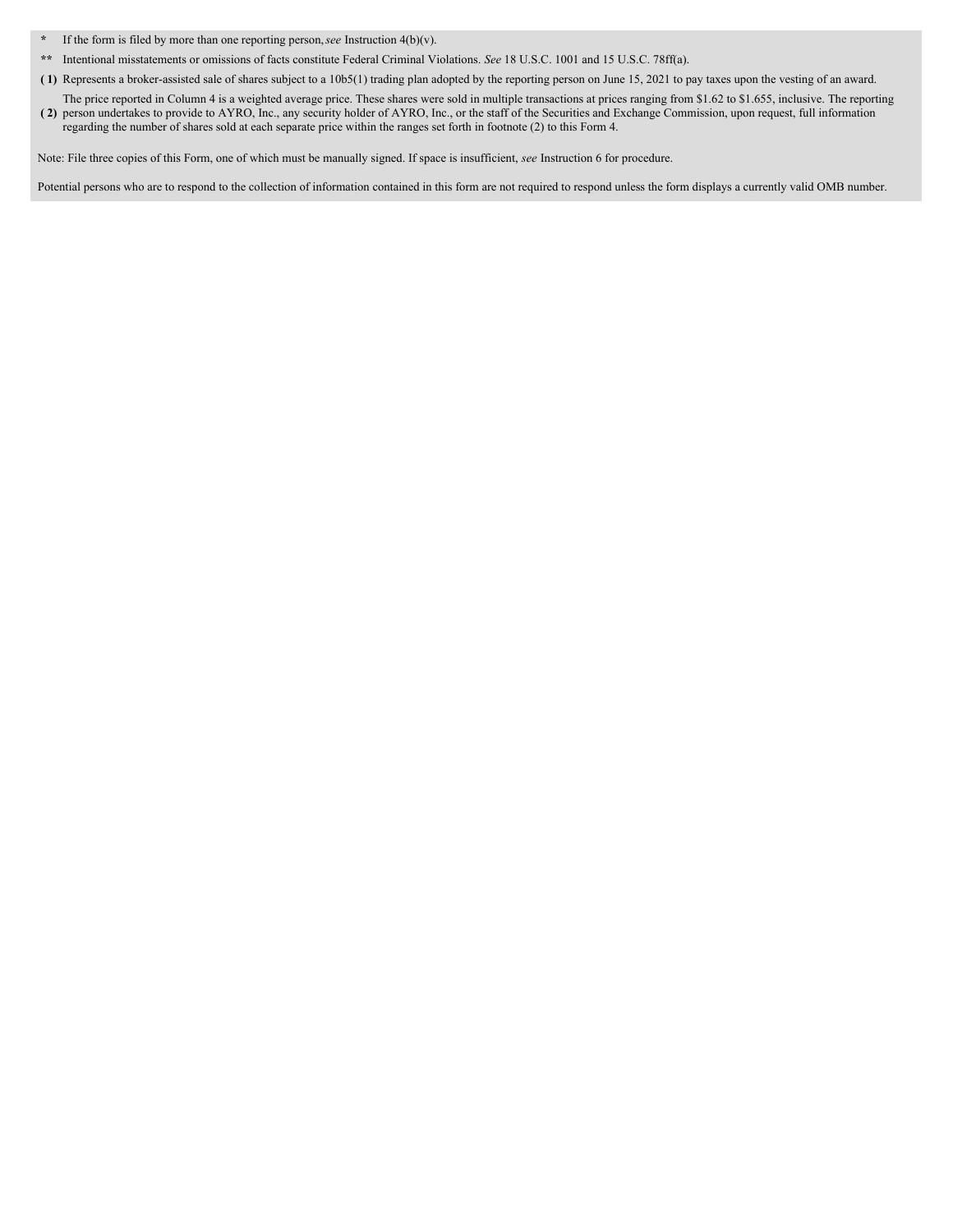\* If the form is filed by more than one reporting person, *see* Instruction 4(b)(v).

\*\* Intentional misstatements or omissions of facts constitute Federal Criminal Violations. *See* 18 U.S.C. 1001 and 15 U.S.C. 78ff(a).

**( 1)** Represents a broker-assisted sale of shares subject to a 10b5(1) trading plan adopted by the reporting person on June 15, 2021 to pay taxes upon the vesting of an award.

**( 2)** The price reported in Column 4 is a weighted average price. These shares were sold in multiple transactions at prices ranging from $1.62 to $1.655, inclusive. The reporting person undertakes to provide to AYRO, Inc., any security holder of AYRO, Inc., or the staff of the Securities and Exchange Commission, upon request, full information regarding the number of shares sold at each separate price within the ranges set forth in footnote (2) to this Form 4.

Note: File three copies of this Form, one of which must be manually signed. If space is insufficient, *see* Instruction 6 for procedure.

Potential persons who are to respond to the collection of information contained in this form are not required to respond unless the form displays a currently valid OMB number.